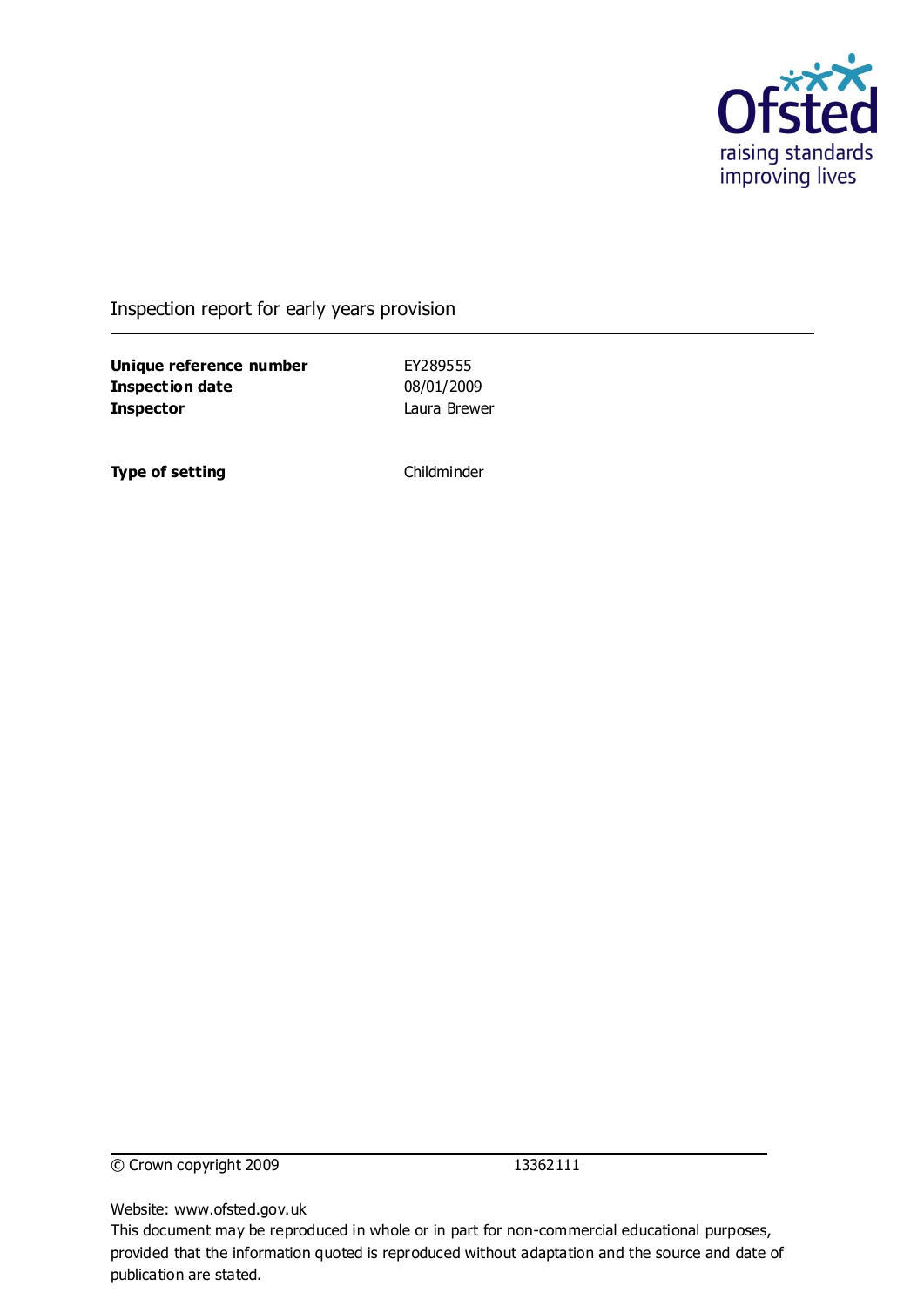Ofsted
raising standards
improving lives

Inspection report for early years provision

| | |
|---|---|
| **Unique reference number** | EY289555 |
| **Inspection date** | 08/01/2009 |
| **Inspector** | Laura Brewer |

| | |
|---|---|
| **Type of setting** | Childminder |

© Crown copyright 2009 13362111

Website: www.ofsted.gov.uk
This document may be reproduced in whole or in part for non-commercial educational purposes, provided that the information quoted is reproduced without adaptation and the source and date of publication are stated.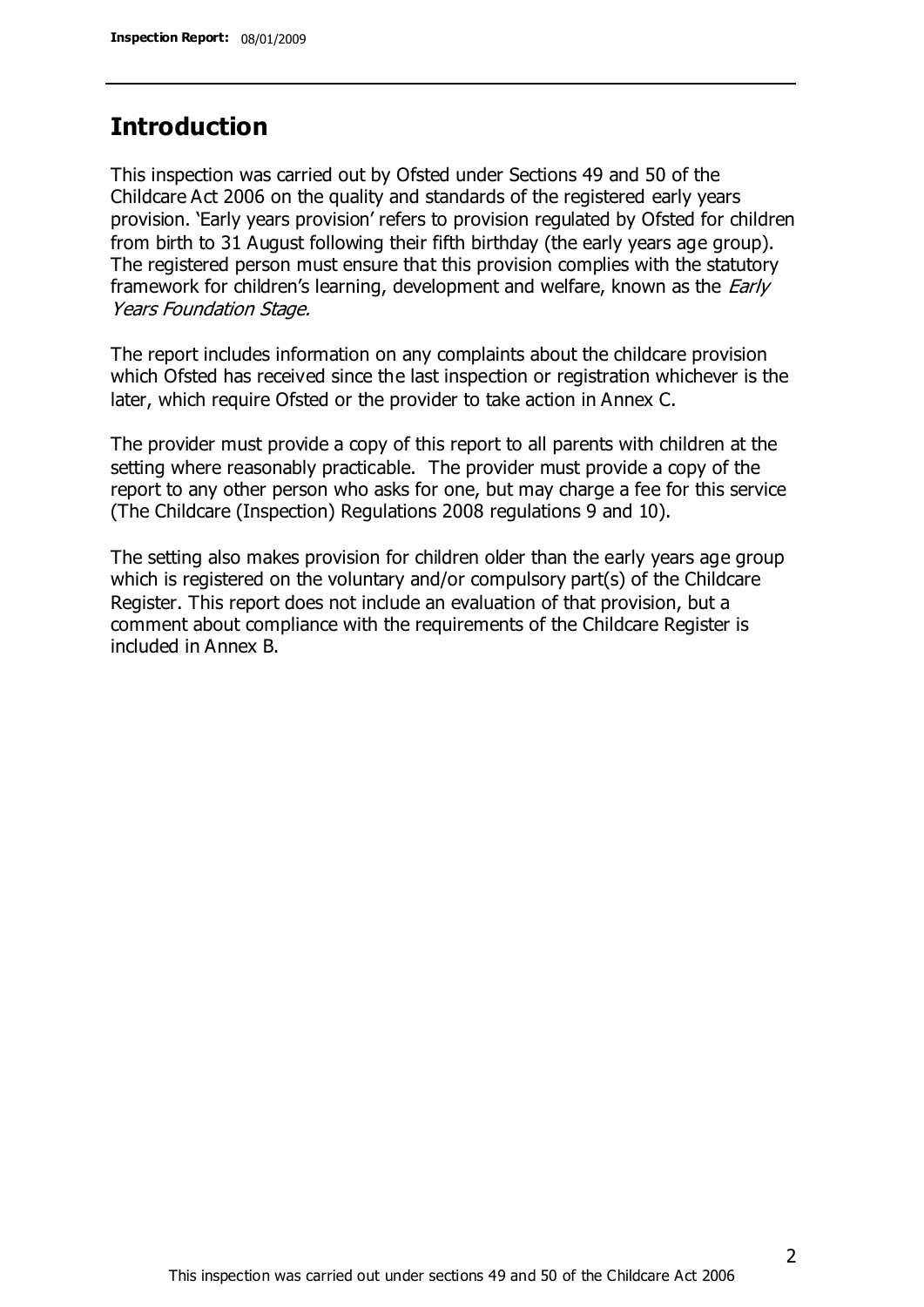## Introduction

This inspection was carried out by Ofsted under Sections 49 and 50 of the Childcare Act 2006 on the quality and standards of the registered early years provision. 'Early years provision' refers to provision regulated by Ofsted for children from birth to 31 August following their fifth birthday (the early years age group). The registered person must ensure that this provision complies with the statutory framework for children's learning, development and welfare, known as the *Early Years Foundation Stage.*

The report includes information on any complaints about the childcare provision which Ofsted has received since the last inspection or registration whichever is the later, which require Ofsted or the provider to take action in Annex C.

The provider must provide a copy of this report to all parents with children at the setting where reasonably practicable. The provider must provide a copy of the report to any other person who asks for one, but may charge a fee for this service (The Childcare (Inspection) Regulations 2008 regulations 9 and 10).

The setting also makes provision for children older than the early years age group which is registered on the voluntary and/or compulsory part(s) of the Childcare Register. This report does not include an evaluation of that provision, but a comment about compliance with the requirements of the Childcare Register is included in Annex B.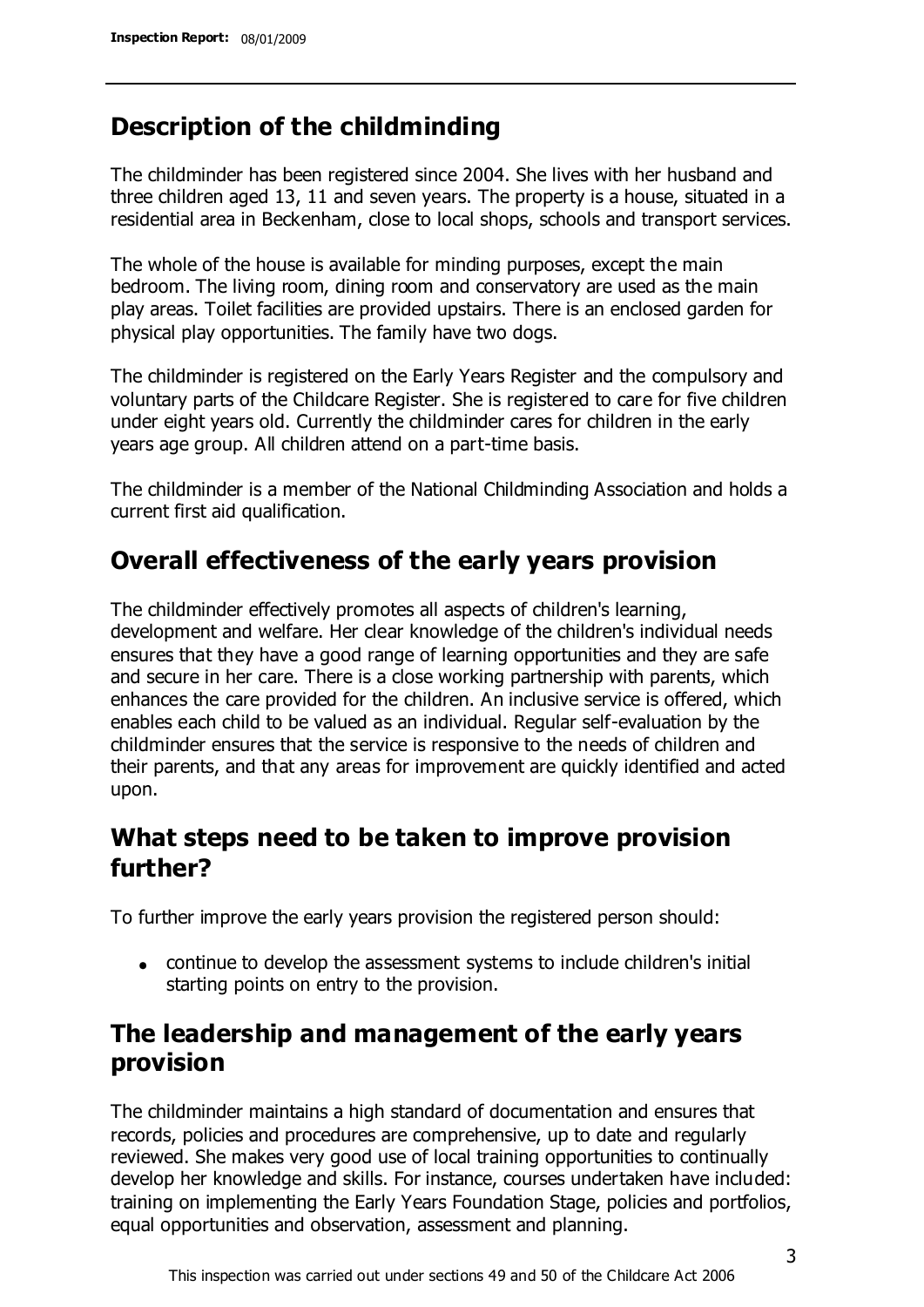## Description of the childminding

The childminder has been registered since 2004. She lives with her husband and three children aged 13, 11 and seven years. The property is a house, situated in a residential area in Beckenham, close to local shops, schools and transport services.

The whole of the house is available for minding purposes, except the main bedroom. The living room, dining room and conservatory are used as the main play areas. Toilet facilities are provided upstairs. There is an enclosed garden for physical play opportunities. The family have two dogs.

The childminder is registered on the Early Years Register and the compulsory and voluntary parts of the Childcare Register. She is registered to care for five children under eight years old. Currently the childminder cares for children in the early years age group. All children attend on a part-time basis.

The childminder is a member of the National Childminding Association and holds a current first aid qualification.

## Overall effectiveness of the early years provision

The childminder effectively promotes all aspects of children's learning, development and welfare. Her clear knowledge of the children's individual needs ensures that they have a good range of learning opportunities and they are safe and secure in her care. There is a close working partnership with parents, which enhances the care provided for the children. An inclusive service is offered, which enables each child to be valued as an individual. Regular self-evaluation by the childminder ensures that the service is responsive to the needs of children and their parents, and that any areas for improvement are quickly identified and acted upon.

## What steps need to be taken to improve provision further?

To further improve the early years provision the registered person should:

- continue to develop the assessment systems to include children's initial starting points on entry to the provision.

## The leadership and management of the early years provision

The childminder maintains a high standard of documentation and ensures that records, policies and procedures are comprehensive, up to date and regularly reviewed. She makes very good use of local training opportunities to continually develop her knowledge and skills. For instance, courses undertaken have included: training on implementing the Early Years Foundation Stage, policies and portfolios, equal opportunities and observation, assessment and planning.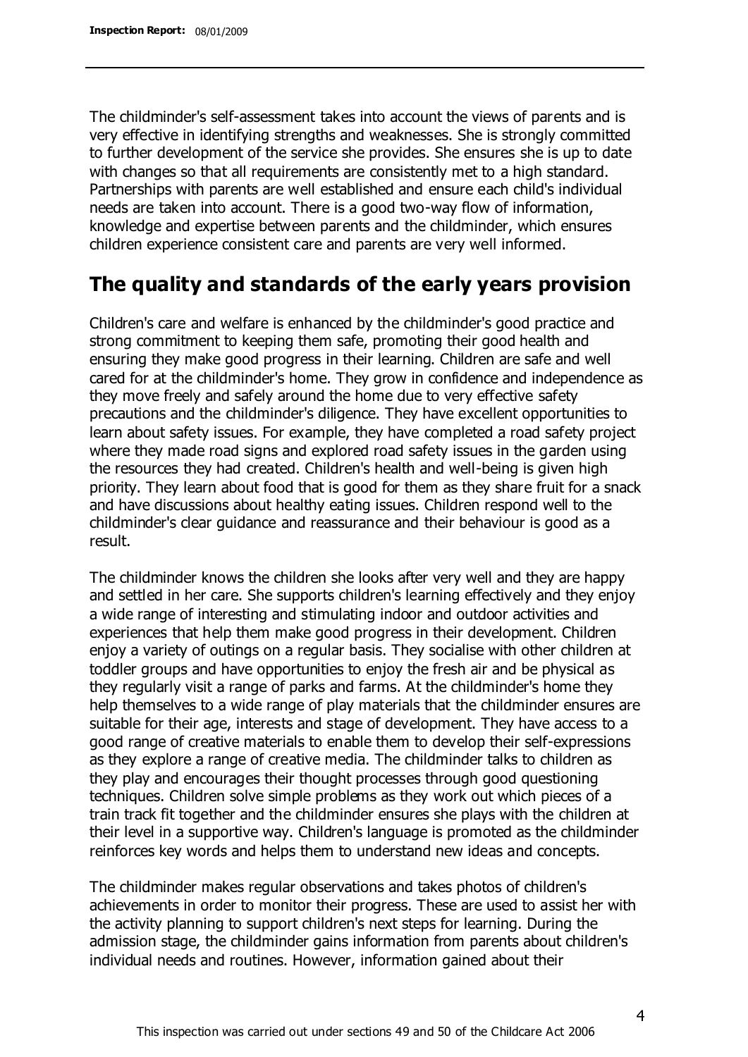The childminder's self-assessment takes into account the views of parents and is very effective in identifying strengths and weaknesses. She is strongly committed to further development of the service she provides. She ensures she is up to date with changes so that all requirements are consistently met to a high standard. Partnerships with parents are well established and ensure each child's individual needs are taken into account. There is a good two-way flow of information, knowledge and expertise between parents and the childminder, which ensures children experience consistent care and parents are very well informed.

## The quality and standards of the early years provision

Children's care and welfare is enhanced by the childminder's good practice and strong commitment to keeping them safe, promoting their good health and ensuring they make good progress in their learning. Children are safe and well cared for at the childminder's home. They grow in confidence and independence as they move freely and safely around the home due to very effective safety precautions and the childminder's diligence. They have excellent opportunities to learn about safety issues. For example, they have completed a road safety project where they made road signs and explored road safety issues in the garden using the resources they had created. Children's health and well-being is given high priority. They learn about food that is good for them as they share fruit for a snack and have discussions about healthy eating issues. Children respond well to the childminder's clear guidance and reassurance and their behaviour is good as a result.

The childminder knows the children she looks after very well and they are happy and settled in her care. She supports children's learning effectively and they enjoy a wide range of interesting and stimulating indoor and outdoor activities and experiences that help them make good progress in their development. Children enjoy a variety of outings on a regular basis. They socialise with other children at toddler groups and have opportunities to enjoy the fresh air and be physical as they regularly visit a range of parks and farms. At the childminder's home they help themselves to a wide range of play materials that the childminder ensures are suitable for their age, interests and stage of development. They have access to a good range of creative materials to enable them to develop their self-expressions as they explore a range of creative media. The childminder talks to children as they play and encourages their thought processes through good questioning techniques. Children solve simple problems as they work out which pieces of a train track fit together and the childminder ensures she plays with the children at their level in a supportive way. Children's language is promoted as the childminder reinforces key words and helps them to understand new ideas and concepts.

The childminder makes regular observations and takes photos of children's achievements in order to monitor their progress. These are used to assist her with the activity planning to support children's next steps for learning. During the admission stage, the childminder gains information from parents about children's individual needs and routines. However, information gained about their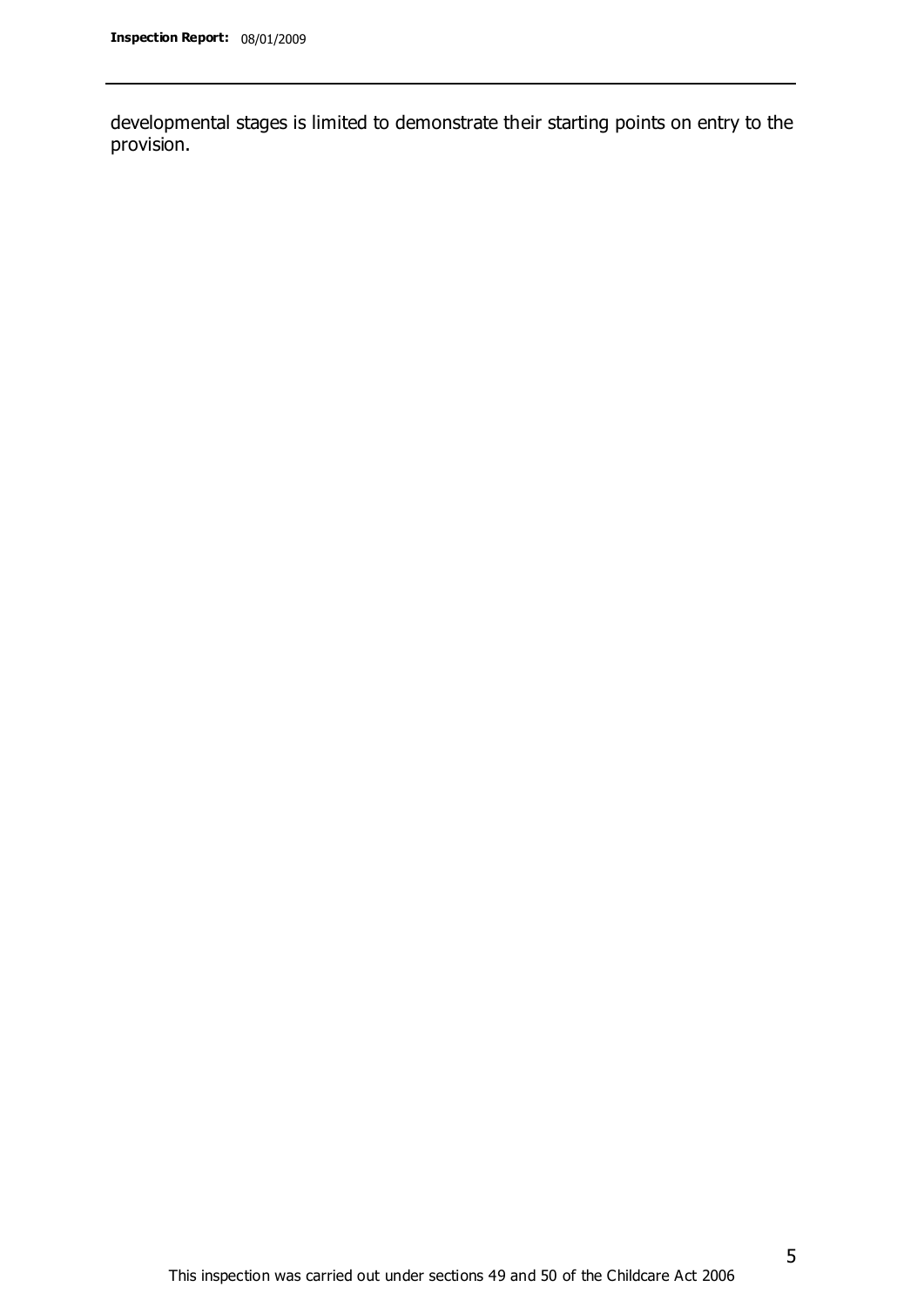developmental stages is limited to demonstrate their starting points on entry to the provision.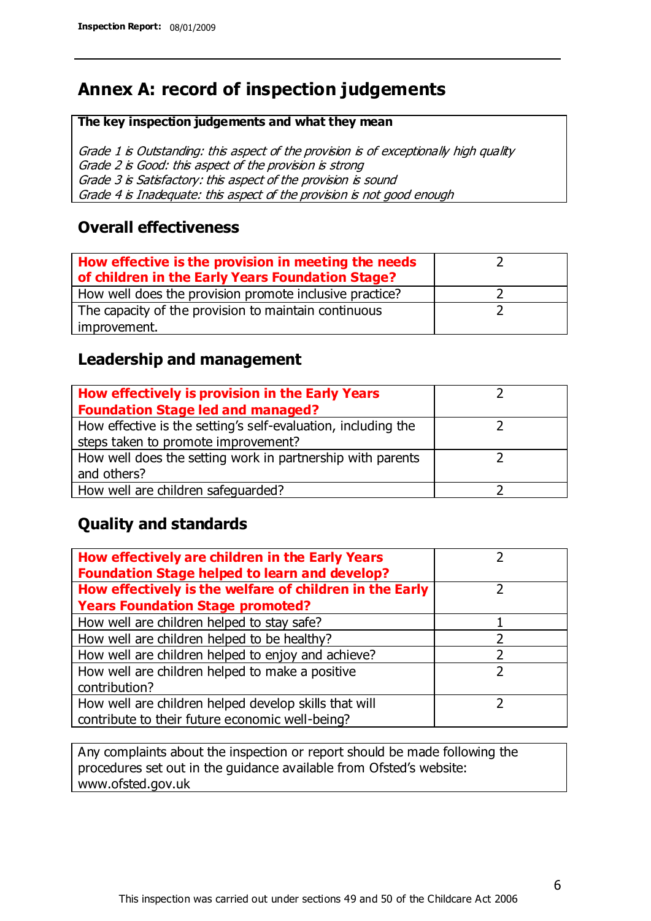# Annex A: record of inspection judgements

**The key inspection judgements and what they mean**

*Grade 1 is Outstanding: this aspect of the provision is of exceptionally high quality*
*Grade 2 is Good: this aspect of the provision is strong*
*Grade 3 is Satisfactory: this aspect of the provision is sound*
*Grade 4 is Inadequate: this aspect of the provision is not good enough*

## Overall effectiveness

| | |
|---|---|
| **How effective is the provision in meeting the needs of children in the Early Years Foundation Stage?** | 2 |
| How well does the provision promote inclusive practice? | 2 |
| The capacity of the provision to maintain continuous improvement. | 2 |

## Leadership and management

| | |
|---|---|
| **How effectively is provision in the Early Years Foundation Stage led and managed?** | 2 |
| How effective is the setting's self-evaluation, including the steps taken to promote improvement? | 2 |
| How well does the setting work in partnership with parents and others? | 2 |
| How well are children safeguarded? | 2 |

## Quality and standards

| | |
|---|---|
| **How effectively are children in the Early Years Foundation Stage helped to learn and develop?** | 2 |
| **How effectively is the welfare of children in the Early Years Foundation Stage promoted?** | 2 |
| How well are children helped to stay safe? | 1 |
| How well are children helped to be healthy? | 2 |
| How well are children helped to enjoy and achieve? | 2 |
| How well are children helped to make a positive contribution? | 2 |
| How well are children helped develop skills that will contribute to their future economic well-being? | 2 |

Any complaints about the inspection or report should be made following the procedures set out in the guidance available from Ofsted's website: www.ofsted.gov.uk

This inspection was carried out under sections 49 and 50 of the Childcare Act 2006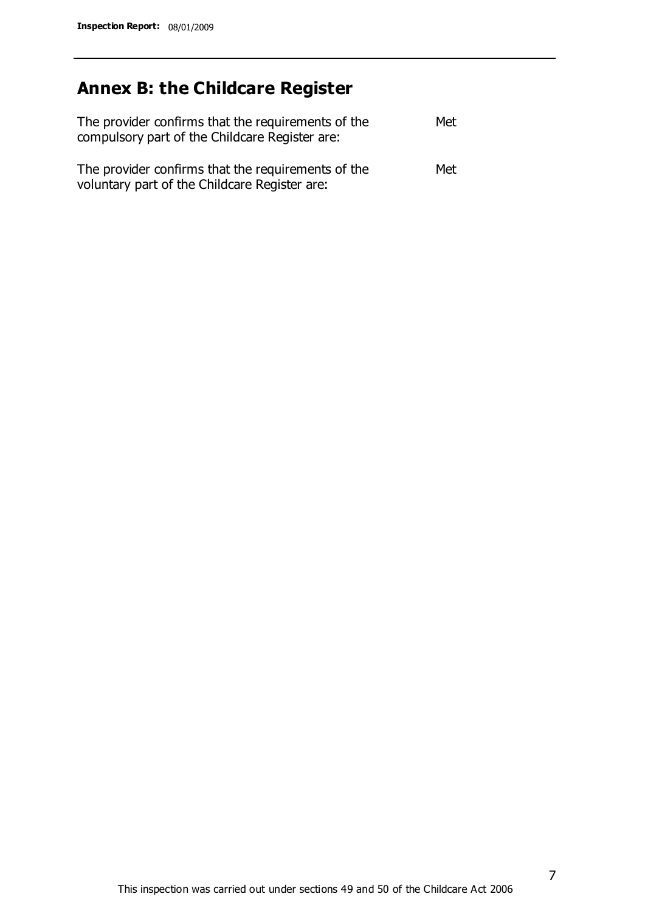## Annex B: the Childcare Register

| | |
|---|---|
| The provider confirms that the requirements of the compulsory part of the Childcare Register are: | Met |
| The provider confirms that the requirements of the voluntary part of the Childcare Register are: | Met |

This inspection was carried out under sections 49 and 50 of the Childcare Act 2006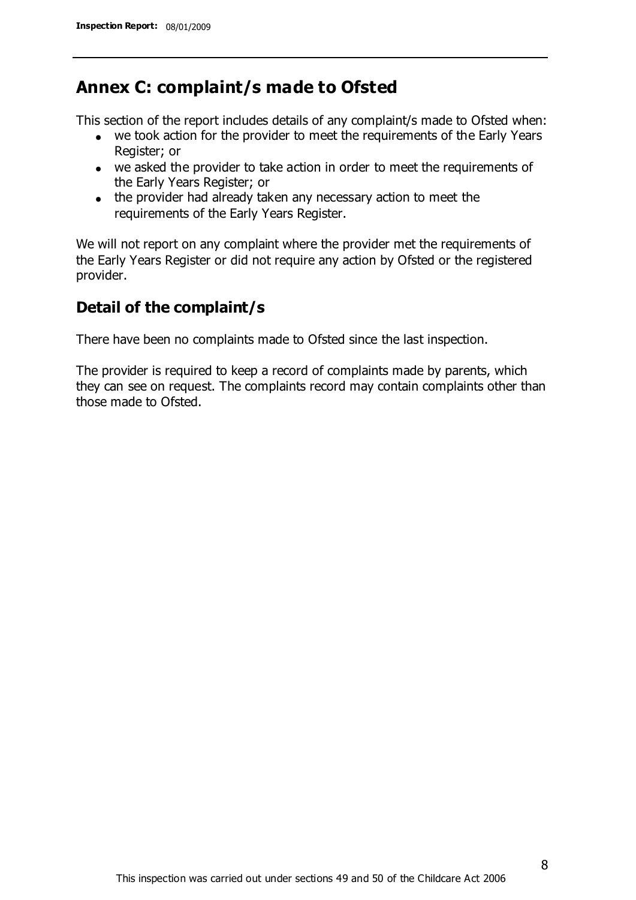## Annex C: complaint/s made to Ofsted

This section of the report includes details of any complaint/s made to Ofsted when:

- we took action for the provider to meet the requirements of the Early Years Register; or
- we asked the provider to take action in order to meet the requirements of the Early Years Register; or
- the provider had already taken any necessary action to meet the requirements of the Early Years Register.

We will not report on any complaint where the provider met the requirements of the Early Years Register or did not require any action by Ofsted or the registered provider.

### Detail of the complaint/s

There have been no complaints made to Ofsted since the last inspection.

The provider is required to keep a record of complaints made by parents, which they can see on request. The complaints record may contain complaints other than those made to Ofsted.